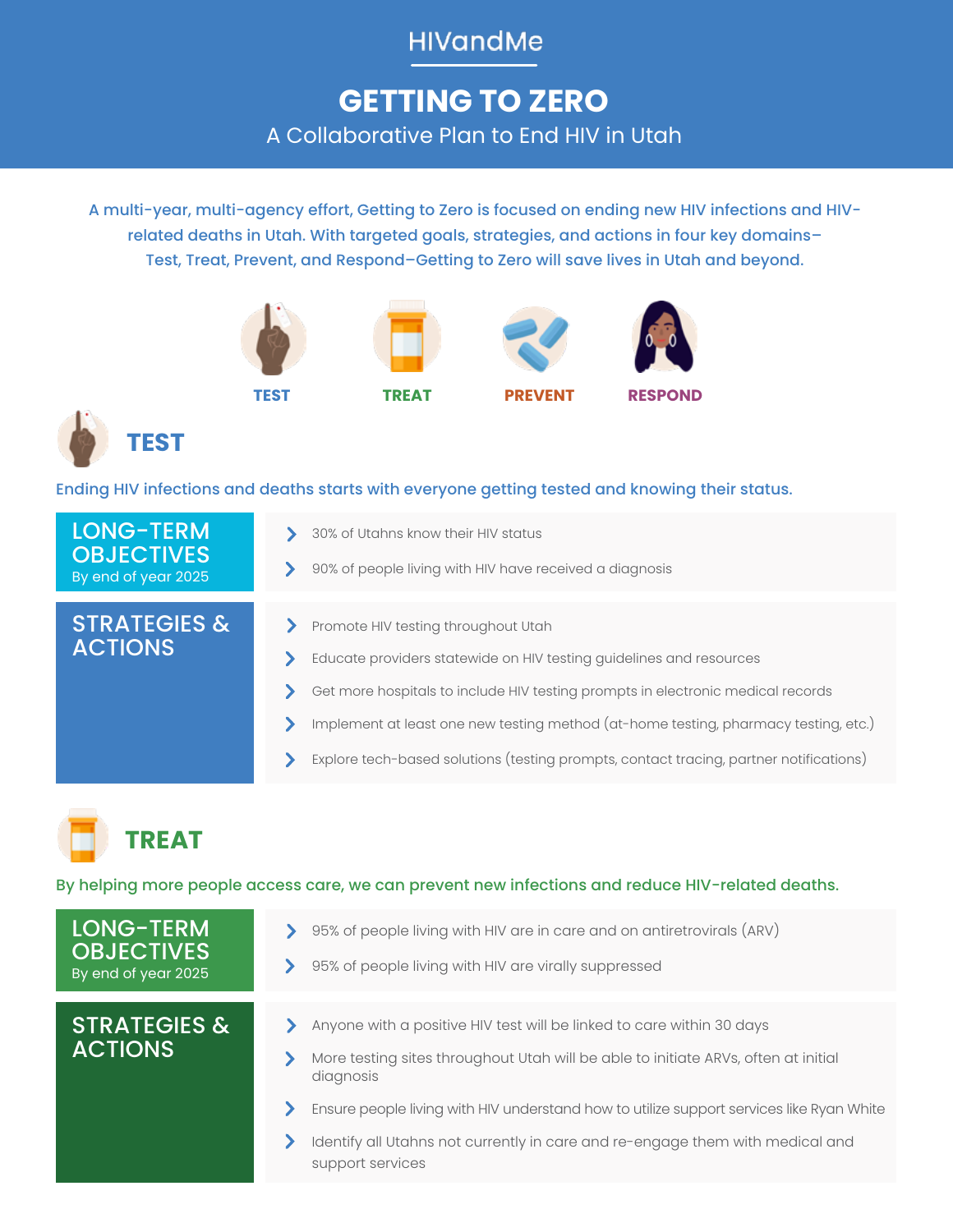HIVandMe

# GETTING TO ZERO

A Collaborative Plan to End HIV in Utah

A multi-year, multi-agency effort, Getting to Zero is focused on ending new HIV infections and HIV-related deaths in Utah. With targeted goals, strategies, and actions in four key domains–Test, Treat, Prevent, and Respond–Getting to Zero will save lives in Utah and beyond.

TEST TREAT PREVENT RESPOND

## TEST

Ending HIV infections and deaths starts with everyone getting tested and knowing their status.

### LONG-TERM OBJECTIVES

By end of year 2025

- 30% of Utahns know their HIV status
- 90% of people living with HIV have received a diagnosis

### STRATEGIES & ACTIONS

- Promote HIV testing throughout Utah
- Educate providers statewide on HIV testing guidelines and resources
- Get more hospitals to include HIV testing prompts in electronic medical records
- Implement at least one new testing method (at-home testing, pharmacy testing, etc.)
- Explore tech-based solutions (testing prompts, contact tracing, partner notifications)

## TREAT

By helping more people access care, we can prevent new infections and reduce HIV-related deaths.

### LONG-TERM OBJECTIVES

By end of year 2025

- 95% of people living with HIV are in care and on antiretrovirals (ARV)
- 95% of people living with HIV are virally suppressed

### STRATEGIES & ACTIONS

- Anyone with a positive HIV test will be linked to care within 30 days
- More testing sites throughout Utah will be able to initiate ARVs, often at initial diagnosis
- Ensure people living with HIV understand how to utilize support services like Ryan White
- Identify all Utahns not currently in care and re-engage them with medical and support services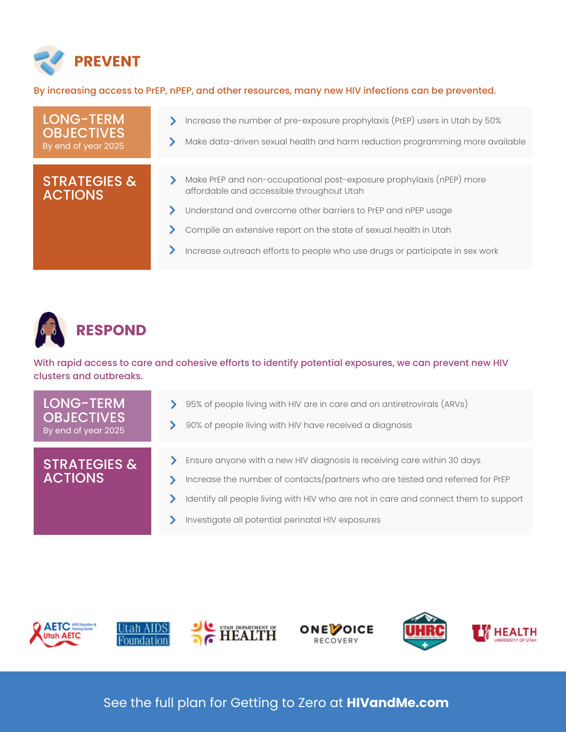## PREVENT

By increasing access to PrEP, nPEP, and other resources, many new HIV infections can be prevented.

### LONG-TERM OBJECTIVES
By end of year 2025

- Increase the number of pre-exposure prophylaxis (PrEP) users in Utah by 50%
- Make data-driven sexual health and harm reduction programming more available

### STRATEGIES & ACTIONS

- Make PrEP and non-occupational post-exposure prophylaxis (nPEP) more affordable and accessible throughout Utah
- Understand and overcome other barriers to PrEP and nPEP usage
- Compile an extensive report on the state of sexual health in Utah
- Increase outreach efforts to people who use drugs or participate in sex work

## RESPOND

With rapid access to care and cohesive efforts to identify potential exposures, we can prevent new HIV clusters and outbreaks.

### LONG-TERM OBJECTIVES
By end of year 2025

- 95% of people living with HIV are in care and on antiretrovirals (ARVs)
- 90% of people living with HIV have received a diagnosis

### STRATEGIES & ACTIONS

- Ensure anyone with a new HIV diagnosis is receiving care within 30 days
- Increase the number of contacts/partners who are tested and referred for PrEP
- Identify all people living with HIV who are not in care and connect them to support
- Investigate all potential perinatal HIV exposures

AETC AIDS Education & Training Center Utah AETC | Utah AIDS Foundation | Utah Department of Health | One Voice Recovery | UHRC | U Health University of Utah

See the full plan for Getting to Zero at **HIVandMe.com**